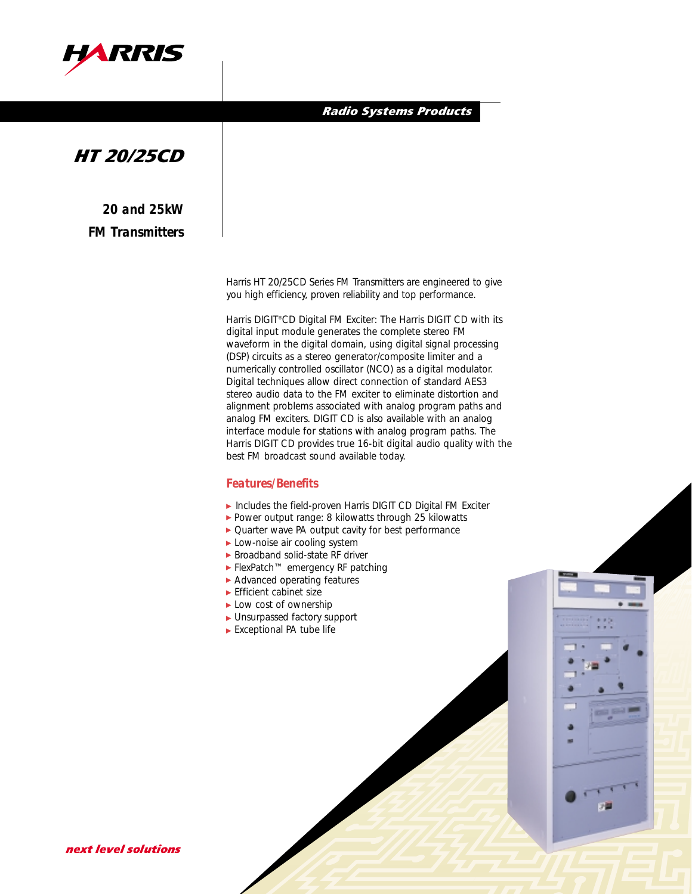HARRIS

Radio Systems Products

# HT 20/25CD

## 20 and 25kW FM Transmitters

Harris HT 20/25CD Series FM Transmitters are engineered to give you high efficiency, proven reliability and top performance.

Harris DIGIT®CD Digital FM Exciter: The Harris DIGIT CD with its digital input module generates the complete stereo FM waveform in the digital domain, using digital signal processing (DSP) circuits as a stereo generator/composite limiter and a numerically controlled oscillator (NCO) as a digital modulator. Digital techniques allow direct connection of standard AES3 stereo audio data to the FM exciter to eliminate distortion and alignment problems associated with analog program paths and analog FM exciters. DIGIT CD is also available with an analog interface module for stations with analog program paths. The Harris DIGIT CD provides true 16-bit digital audio quality with the best FM broadcast sound available today.

### Features/Benefits

- Includes the field-proven Harris DIGIT CD Digital FM Exciter
- Power output range: 8 kilowatts through 25 kilowatts
- Quarter wave PA output cavity for best performance
- Low-noise air cooling system
- Broadband solid-state RF driver
- FlexPatch™ emergency RF patching
- Advanced operating features
- Efficient cabinet size
- Low cost of ownership
- Unsurpassed factory support
- Exceptional PA tube life

*next level solutions*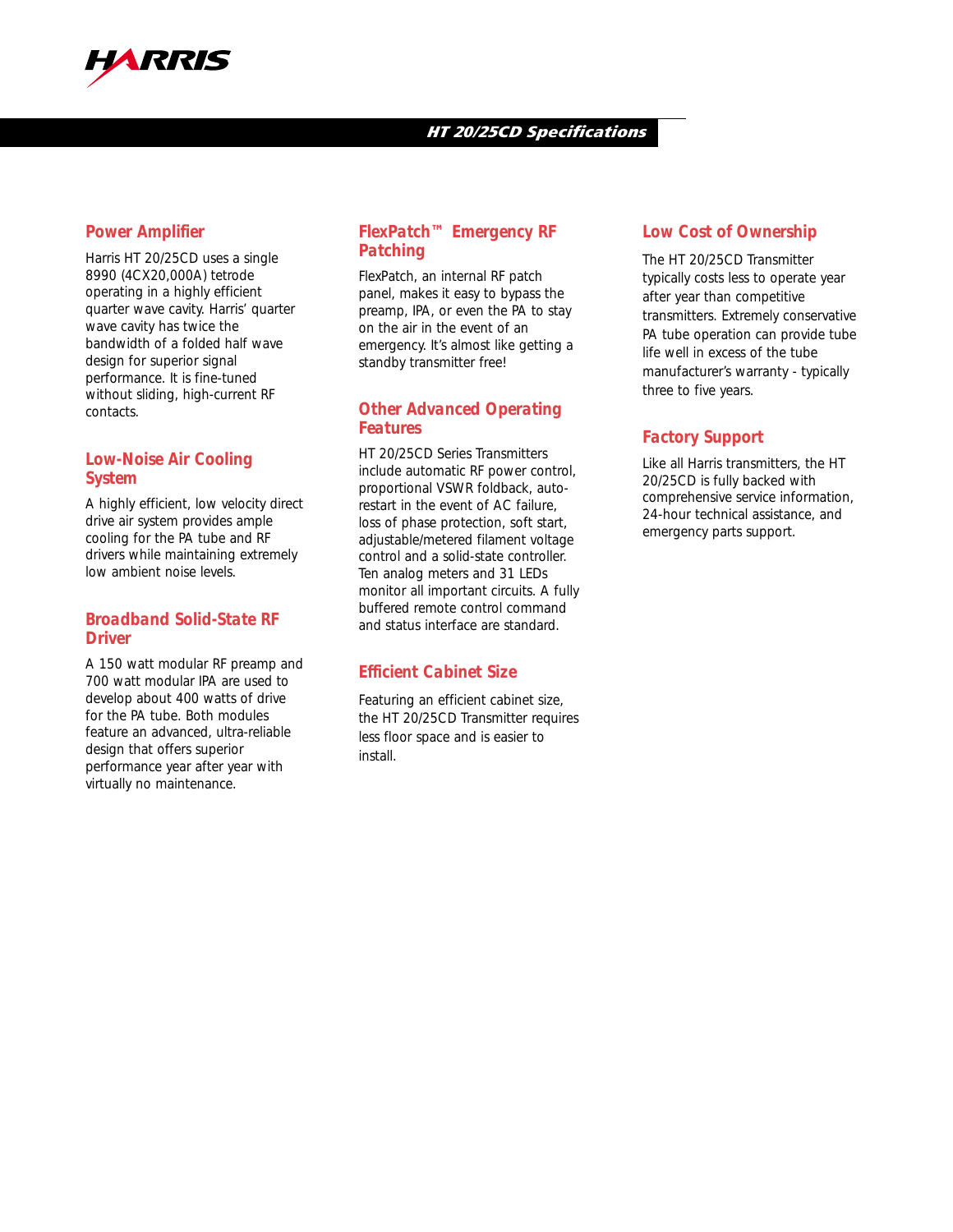# HT 20/25CD Specifications

## Power Amplifier

Harris HT 20/25CD uses a single 8990 (4CX20,000A) tetrode operating in a highly efficient quarter wave cavity. Harris' quarter wave cavity has twice the bandwidth of a folded half wave design for superior signal performance. It is fine-tuned without sliding, high-current RF contacts.

## Low-Noise Air Cooling System

A highly efficient, low velocity direct drive air system provides ample cooling for the PA tube and RF drivers while maintaining extremely low ambient noise levels.

## Broadband Solid-State RF Driver

A 150 watt modular RF preamp and 700 watt modular IPA are used to develop about 400 watts of drive for the PA tube. Both modules feature an advanced, ultra-reliable design that offers superior performance year after year with virtually no maintenance.

## FlexPatch™ Emergency RF Patching

FlexPatch, an internal RF patch panel, makes it easy to bypass the preamp, IPA, or even the PA to stay on the air in the event of an emergency. It's almost like getting a standby transmitter free!

## Other Advanced Operating Features

HT 20/25CD Series Transmitters include automatic RF power control, proportional VSWR foldback, auto-restart in the event of AC failure, loss of phase protection, soft start, adjustable/metered filament voltage control and a solid-state controller. Ten analog meters and 31 LEDs monitor all important circuits. A fully buffered remote control command and status interface are standard.

## Efficient Cabinet Size

Featuring an efficient cabinet size, the HT 20/25CD Transmitter requires less floor space and is easier to install.

## Low Cost of Ownership

The HT 20/25CD Transmitter typically costs less to operate year after year than competitive transmitters. Extremely conservative PA tube operation can provide tube life well in excess of the tube manufacturer's warranty - typically three to five years.

## Factory Support

Like all Harris transmitters, the HT 20/25CD is fully backed with comprehensive service information, 24-hour technical assistance, and emergency parts support.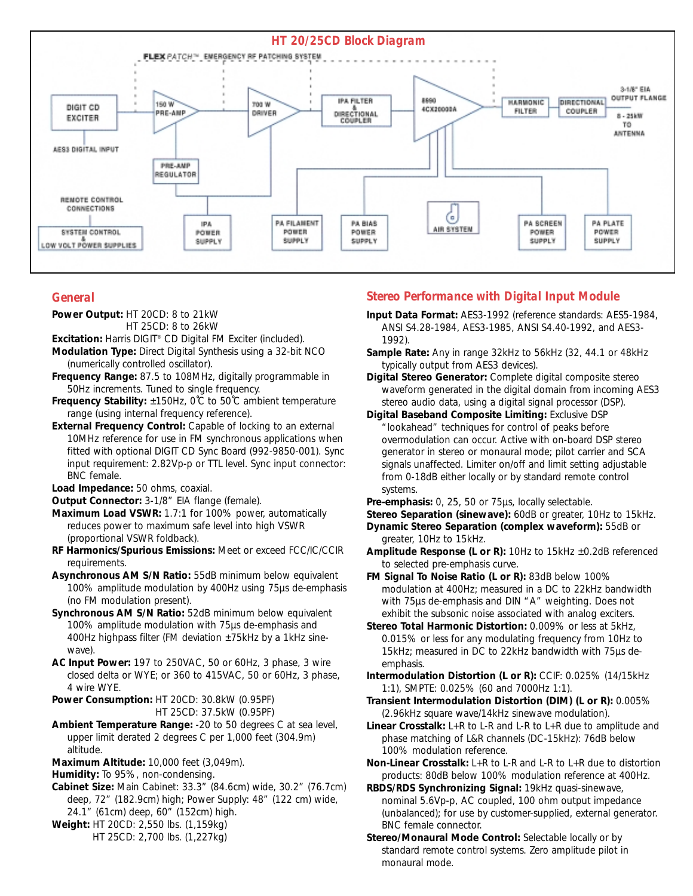## HT 20/25CD Block Diagram

## General

**Power Output:** HT 20CD: 8 to 21kW
HT 25CD: 8 to 26kW

**Excitation:** Harris DIGIT® CD Digital FM Exciter (included).

**Modulation Type:** Direct Digital Synthesis using a 32-bit NCO (numerically controlled oscillator).

**Frequency Range:** 87.5 to 108MHz, digitally programmable in 50Hz increments. Tuned to single frequency.

**Frequency Stability:** ±150Hz, 0°C to 50°C ambient temperature range (using internal frequency reference).

**External Frequency Control:** Capable of locking to an external 10MHz reference for use in FM synchronous applications when fitted with optional DIGIT CD Sync Board (992-9850-001). Sync input requirement: 2.82Vp-p or TTL level. Sync input connector: BNC female.

**Load Impedance:** 50 ohms, coaxial.

**Output Connector:** 3-1/8" EIA flange (female).

**Maximum Load VSWR:** 1.7:1 for 100% power, automatically reduces power to maximum safe level into high VSWR (proportional VSWR foldback).

**RF Harmonics/Spurious Emissions:** Meet or exceed FCC/IC/CCIR requirements.

**Asynchronous AM S/N Ratio:** 55dB minimum below equivalent 100% amplitude modulation by 400Hz using 75µs de-emphasis (no FM modulation present).

**Synchronous AM S/N Ratio:** 52dB minimum below equivalent 100% amplitude modulation with 75µs de-emphasis and 400Hz highpass filter (FM deviation ±75kHz by a 1kHz sine-wave).

**AC Input Power:** 197 to 250VAC, 50 or 60Hz, 3 phase, 3 wire closed delta or WYE; or 360 to 415VAC, 50 or 60Hz, 3 phase, 4 wire WYE.

**Power Consumption:** HT 20CD: 30.8kW (0.95PF)
HT 25CD: 37.5kW (0.95PF)

**Ambient Temperature Range:** -20 to 50 degrees C at sea level, upper limit derated 2 degrees C per 1,000 feet (304.9m) altitude.

**Maximum Altitude:** 10,000 feet (3,049m).

**Humidity:** To 95%, non-condensing.

**Cabinet Size:** Main Cabinet: 33.3" (84.6cm) wide, 30.2" (76.7cm) deep, 72" (182.9cm) high; Power Supply: 48" (122 cm) wide, 24.1" (61cm) deep, 60" (152cm) high.

**Weight:** HT 20CD: 2,550 lbs. (1,159kg)
HT 25CD: 2,700 lbs. (1,227kg)

## Stereo Performance with Digital Input Module

**Input Data Format:** AES3-1992 (reference standards: AES5-1984, ANSI S4.28-1984, AES3-1985, ANSI S4.40-1992, and AES3-1992).

**Sample Rate:** Any in range 32kHz to 56kHz (32, 44.1 or 48kHz typically output from AES3 devices).

**Digital Stereo Generator:** Complete digital composite stereo waveform generated in the digital domain from incoming AES3 stereo audio data, using a digital signal processor (DSP).

**Digital Baseband Composite Limiting:** Exclusive DSP "lookahead" techniques for control of peaks before overmodulation can occur. Active with on-board DSP stereo generator in stereo or monaural mode; pilot carrier and SCA signals unaffected. Limiter on/off and limit setting adjustable from 0-18dB either locally or by standard remote control systems.

**Pre-emphasis:** 0, 25, 50 or 75µs, locally selectable.

**Stereo Separation (sinewave):** 60dB or greater, 10Hz to 15kHz.

**Dynamic Stereo Separation (complex waveform):** 55dB or greater, 10Hz to 15kHz.

**Amplitude Response (L or R):** 10Hz to 15kHz ±0.2dB referenced to selected pre-emphasis curve.

**FM Signal To Noise Ratio (L or R):** 83dB below 100% modulation at 400Hz; measured in a DC to 22kHz bandwidth with 75µs de-emphasis and DIN "A" weighting. Does not exhibit the subsonic noise associated with analog exciters.

**Stereo Total Harmonic Distortion:** 0.009% or less at 5kHz, 0.015% or less for any modulating frequency from 10Hz to 15kHz; measured in DC to 22kHz bandwidth with 75µs de-emphasis.

**Intermodulation Distortion (L or R):** CCIF: 0.025% (14/15kHz 1:1), SMPTE: 0.025% (60 and 7000Hz 1:1).

**Transient Intermodulation Distortion (DIM) (L or R):** 0.005% (2.96kHz square wave/14kHz sinewave modulation).

**Linear Crosstalk:** L+R to L-R and L-R to L+R due to amplitude and phase matching of L&R channels (DC-15kHz): 76dB below 100% modulation reference.

**Non-Linear Crosstalk:** L+R to L-R and L-R to L+R due to distortion products: 80dB below 100% modulation reference at 400Hz.

**RBDS/RDS Synchronizing Signal:** 19kHz quasi-sinewave, nominal 5.6Vp-p, AC coupled, 100 ohm output impedance (unbalanced); for use by customer-supplied, external generator. BNC female connector.

**Stereo/Monaural Mode Control:** Selectable locally or by standard remote control systems. Zero amplitude pilot in monaural mode.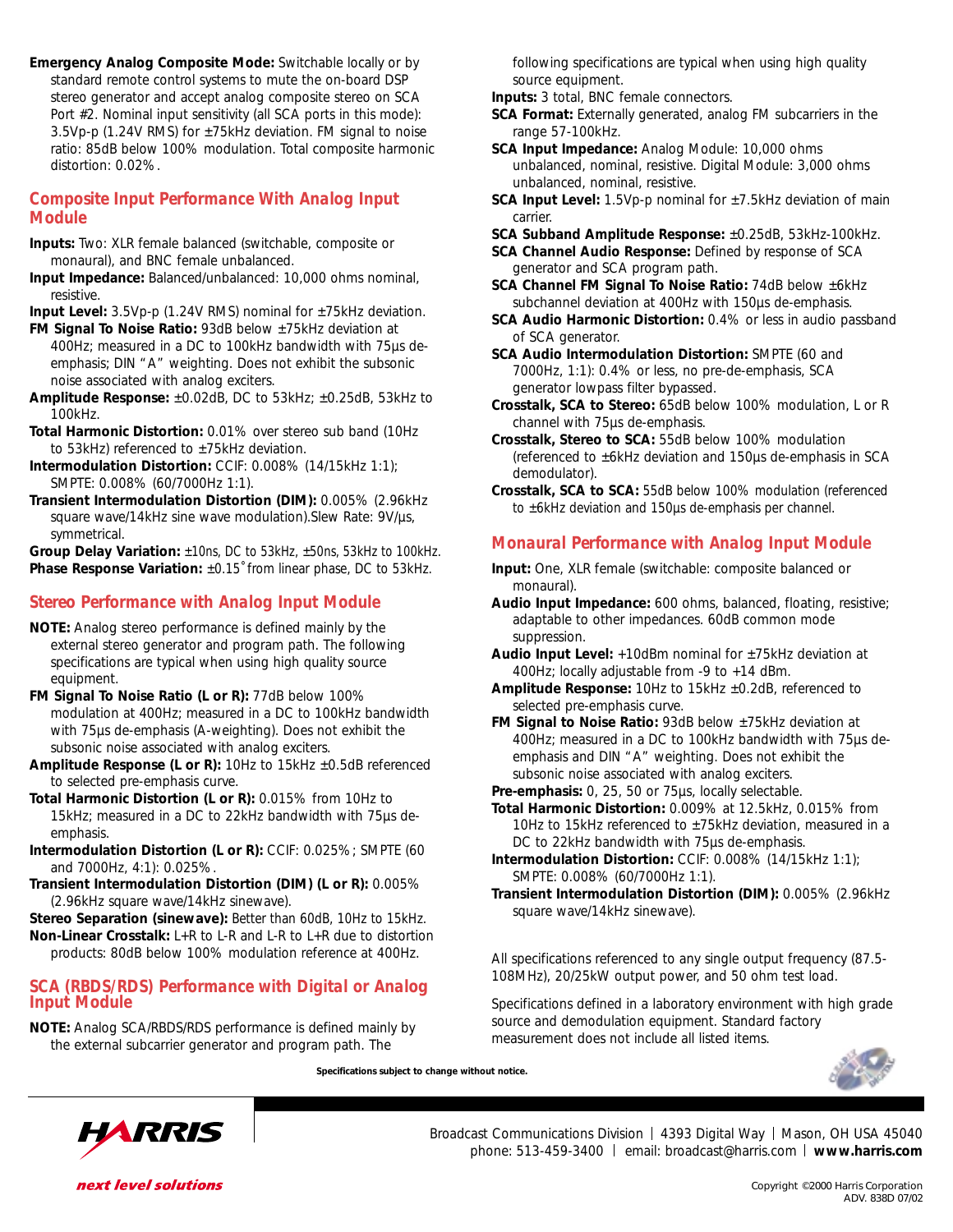**Emergency Analog Composite Mode:** Switchable locally or by standard remote control systems to mute the on-board DSP stereo generator and accept analog composite stereo on SCA Port #2. Nominal input sensitivity (all SCA ports in this mode): 3.5Vp-p (1.24V RMS) for ±75kHz deviation. FM signal to noise ratio: 85dB below 100% modulation. Total composite harmonic distortion: 0.02%.

## Composite Input Performance With Analog Input Module

**Inputs:** Two: XLR female balanced (switchable, composite or monaural), and BNC female unbalanced.

**Input Impedance:** Balanced/unbalanced: 10,000 ohms nominal, resistive.

**Input Level:** 3.5Vp-p (1.24V RMS) nominal for ±75kHz deviation.

**FM Signal To Noise Ratio:** 93dB below ±75kHz deviation at 400Hz; measured in a DC to 100kHz bandwidth with 75µs de-emphasis; DIN "A" weighting. Does not exhibit the subsonic noise associated with analog exciters.

**Amplitude Response:** ±0.02dB, DC to 53kHz; ±0.25dB, 53kHz to 100kHz.

**Total Harmonic Distortion:** 0.01% over stereo sub band (10Hz to 53kHz) referenced to ±75kHz deviation.

**Intermodulation Distortion:** CCIF: 0.008% (14/15kHz 1:1); SMPTE: 0.008% (60/7000Hz 1:1).

**Transient Intermodulation Distortion (DIM):** 0.005% (2.96kHz square wave/14kHz sine wave modulation).Slew Rate: 9V/µs, symmetrical.

**Group Delay Variation:** ±10ns, DC to 53kHz, ±50ns, 53kHz to 100kHz.

**Phase Response Variation:** ±0.15˚ from linear phase, DC to 53kHz.

## Stereo Performance with Analog Input Module

**NOTE:** Analog stereo performance is defined mainly by the external stereo generator and program path. The following specifications are typical when using high quality source equipment.

**FM Signal To Noise Ratio (L or R):** 77dB below 100% modulation at 400Hz; measured in a DC to 100kHz bandwidth with 75µs de-emphasis (A-weighting). Does not exhibit the subsonic noise associated with analog exciters.

**Amplitude Response (L or R):** 10Hz to 15kHz ±0.5dB referenced to selected pre-emphasis curve.

**Total Harmonic Distortion (L or R):** 0.015% from 10Hz to 15kHz; measured in a DC to 22kHz bandwidth with 75µs de-emphasis.

**Intermodulation Distortion (L or R):** CCIF: 0.025%; SMPTE (60 and 7000Hz, 4:1): 0.025%.

**Transient Intermodulation Distortion (DIM) (L or R):** 0.005% (2.96kHz square wave/14kHz sinewave).

**Stereo Separation (sinewave):** Better than 60dB, 10Hz to 15kHz.

**Non-Linear Crosstalk:** L+R to L-R and L-R to L+R due to distortion products: 80dB below 100% modulation reference at 400Hz.

## SCA (RBDS/RDS) Performance with Digital or Analog Input Module

**NOTE:** Analog SCA/RBDS/RDS performance is defined mainly by the external subcarrier generator and program path. The following specifications are typical when using high quality source equipment.

**Inputs:** 3 total, BNC female connectors.

**SCA Format:** Externally generated, analog FM subcarriers in the range 57-100kHz.

**SCA Input Impedance:** Analog Module: 10,000 ohms unbalanced, nominal, resistive. Digital Module: 3,000 ohms unbalanced, nominal, resistive.

**SCA Input Level:** 1.5Vp-p nominal for ±7.5kHz deviation of main carrier.

**SCA Subband Amplitude Response:** ±0.25dB, 53kHz-100kHz.

**SCA Channel Audio Response:** Defined by response of SCA generator and SCA program path.

**SCA Channel FM Signal To Noise Ratio:** 74dB below ±6kHz subchannel deviation at 400Hz with 150µs de-emphasis.

**SCA Audio Harmonic Distortion:** 0.4% or less in audio passband of SCA generator.

**SCA Audio Intermodulation Distortion:** SMPTE (60 and 7000Hz, 1:1): 0.4% or less, no pre-de-emphasis, SCA generator lowpass filter bypassed.

**Crosstalk, SCA to Stereo:** 65dB below 100% modulation, L or R channel with 75µs de-emphasis.

**Crosstalk, Stereo to SCA:** 55dB below 100% modulation (referenced to ±6kHz deviation and 150µs de-emphasis in SCA demodulator).

**Crosstalk, SCA to SCA:** 55dB below 100% modulation (referenced to ±6kHz deviation and 150µs de-emphasis per channel.

## Monaural Performance with Analog Input Module

**Input:** One, XLR female (switchable: composite balanced or monaural).

**Audio Input Impedance:** 600 ohms, balanced, floating, resistive; adaptable to other impedances. 60dB common mode suppression.

**Audio Input Level:** +10dBm nominal for ±75kHz deviation at 400Hz; locally adjustable from -9 to +14 dBm.

**Amplitude Response:** 10Hz to 15kHz ±0.2dB, referenced to selected pre-emphasis curve.

**FM Signal to Noise Ratio:** 93dB below ±75kHz deviation at 400Hz; measured in a DC to 100kHz bandwidth with 75µs de-emphasis and DIN "A" weighting. Does not exhibit the subsonic noise associated with analog exciters.

**Pre-emphasis:** 0, 25, 50 or 75µs, locally selectable.

**Total Harmonic Distortion:** 0.009% at 12.5kHz, 0.015% from 10Hz to 15kHz referenced to ±75kHz deviation, measured in a DC to 22kHz bandwidth with 75µs de-emphasis.

**Intermodulation Distortion:** CCIF: 0.008% (14/15kHz 1:1); SMPTE: 0.008% (60/7000Hz 1:1).

**Transient Intermodulation Distortion (DIM):** 0.005% (2.96kHz square wave/14kHz sinewave).

All specifications referenced to any single output frequency (87.5-108MHz), 20/25kW output power, and 50 ohm test load.

Specifications defined in a laboratory environment with high grade source and demodulation equipment. Standard factory measurement does not include all listed items.

**Specifications subject to change without notice.**

HARRIS

*next level solutions*

Broadcast Communications Division | 4393 Digital Way | Mason, OH USA 45040
phone: 513-459-3400 | email: broadcast@harris.com | **www.harris.com**

Copyright ©2000 Harris Corporation
ADV. 838D 07/02